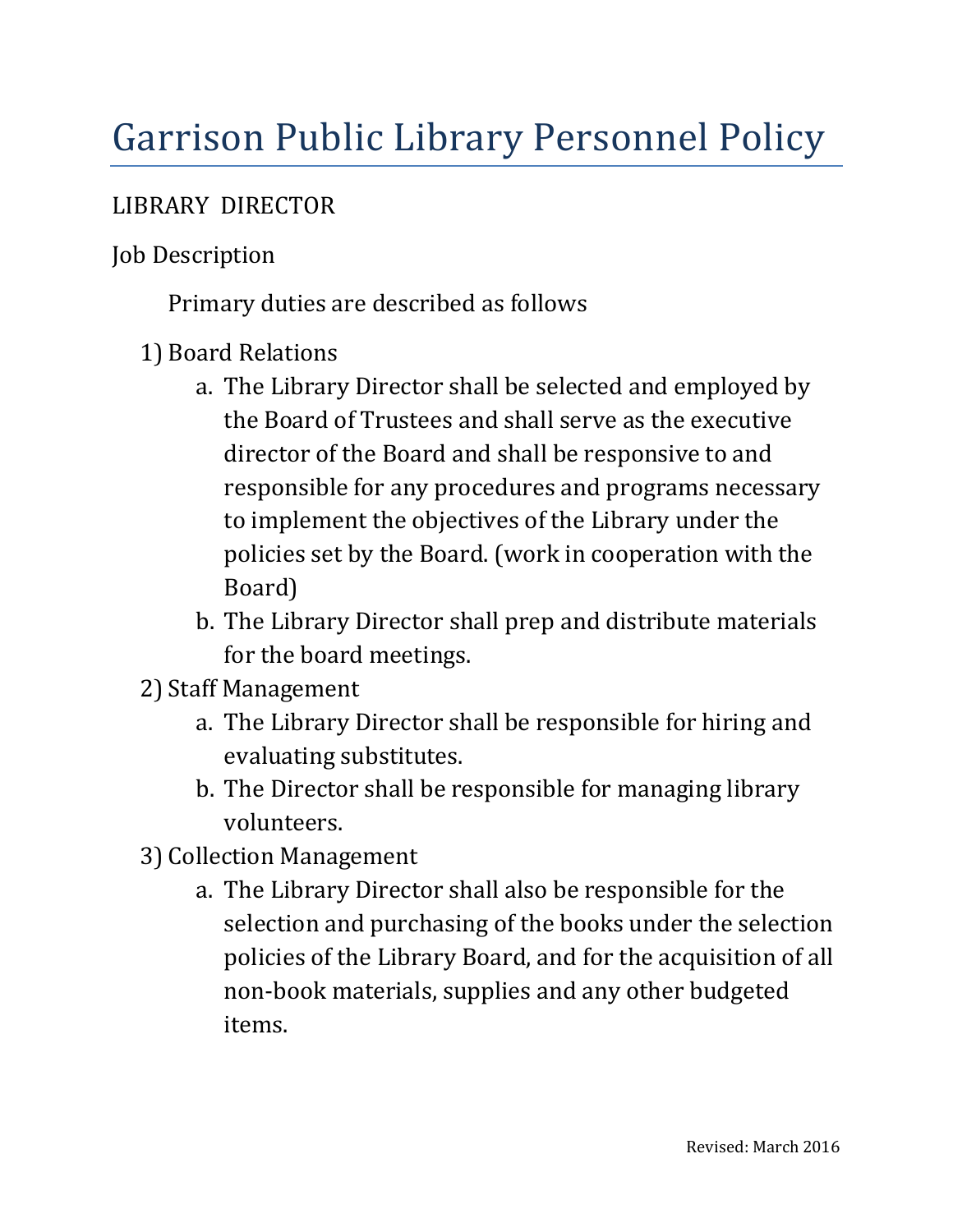# Garrison Public Library Personnel Policy

LIBRARY DIRECTOR

Job Description

Primary duties are described as follows

1) Board Relations
   a. The Library Director shall be selected and employed by the Board of Trustees and shall serve as the executive director of the Board and shall be responsive to and responsible for any procedures and programs necessary to implement the objectives of the Library under the policies set by the Board. (work in cooperation with the Board)
   b. The Library Director shall prep and distribute materials for the board meetings.
2) Staff Management
   a. The Library Director shall be responsible for hiring and evaluating substitutes.
   b. The Director shall be responsible for managing library volunteers.
3) Collection Management
   a. The Library Director shall also be responsible for the selection and purchasing of the books under the selection policies of the Library Board, and for the acquisition of all non-book materials, supplies and any other budgeted items.

Revised: March 2016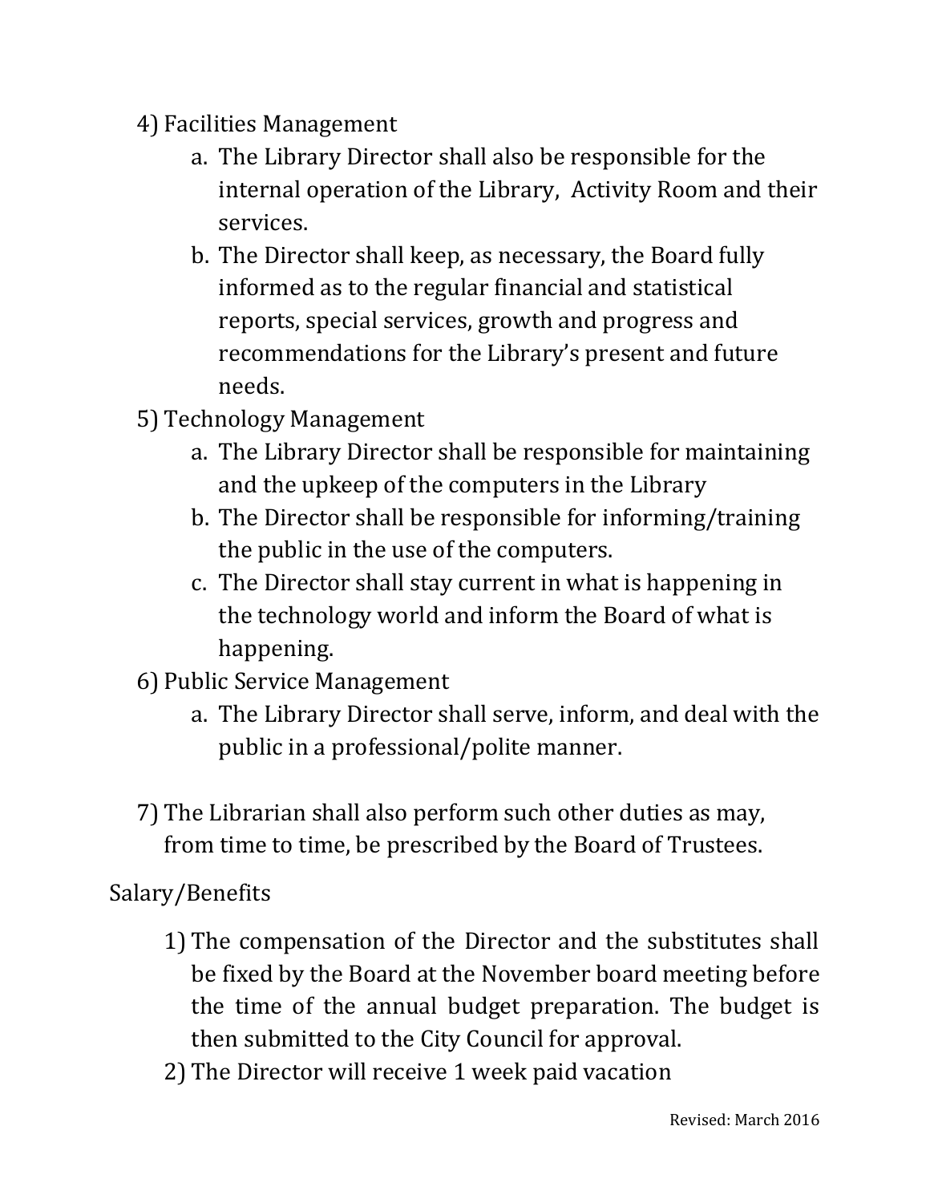4) Facilities Management
    a. The Library Director shall also be responsible for the internal operation of the Library,  Activity Room and their services.
    b. The Director shall keep, as necessary, the Board fully informed as to the regular financial and statistical reports, special services, growth and progress and recommendations for the Library's present and future needs.
5) Technology Management
    a. The Library Director shall be responsible for maintaining and the upkeep of the computers in the Library
    b. The Director shall be responsible for informing/training the public in the use of the computers.
    c. The Director shall stay current in what is happening in the technology world and inform the Board of what is happening.
6) Public Service Management
    a. The Library Director shall serve, inform, and deal with the public in a professional/polite manner.

7) The Librarian shall also perform such other duties as may, from time to time, be prescribed by the Board of Trustees.

Salary/Benefits

1) The compensation of the Director and the substitutes shall be fixed by the Board at the November board meeting before the time of the annual budget preparation. The budget is then submitted to the City Council for approval.
2) The Director will receive 1 week paid vacation

Revised: March 2016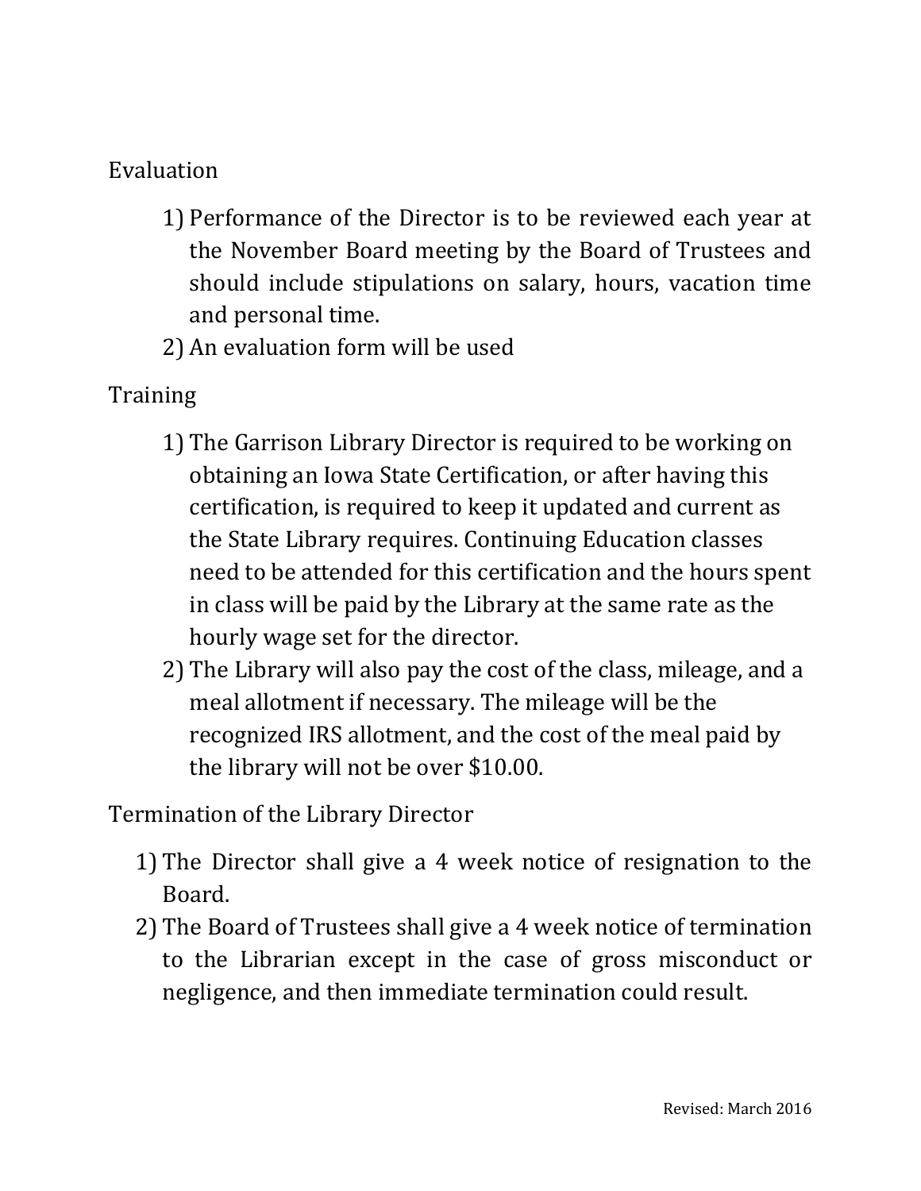## Evaluation

1) Performance of the Director is to be reviewed each year at the November Board meeting by the Board of Trustees and should include stipulations on salary, hours, vacation time and personal time.
2) An evaluation form will be used

## Training

1) The Garrison Library Director is required to be working on obtaining an Iowa State Certification, or after having this certification, is required to keep it updated and current as the State Library requires. Continuing Education classes need to be attended for this certification and the hours spent in class will be paid by the Library at the same rate as the hourly wage set for the director.
2) The Library will also pay the cost of the class, mileage, and a meal allotment if necessary. The mileage will be the recognized IRS allotment, and the cost of the meal paid by the library will not be over $10.00.

## Termination of the Library Director

1) The Director shall give a 4 week notice of resignation to the Board.
2) The Board of Trustees shall give a 4 week notice of termination to the Librarian except in the case of gross misconduct or negligence, and then immediate termination could result.

Revised: March 2016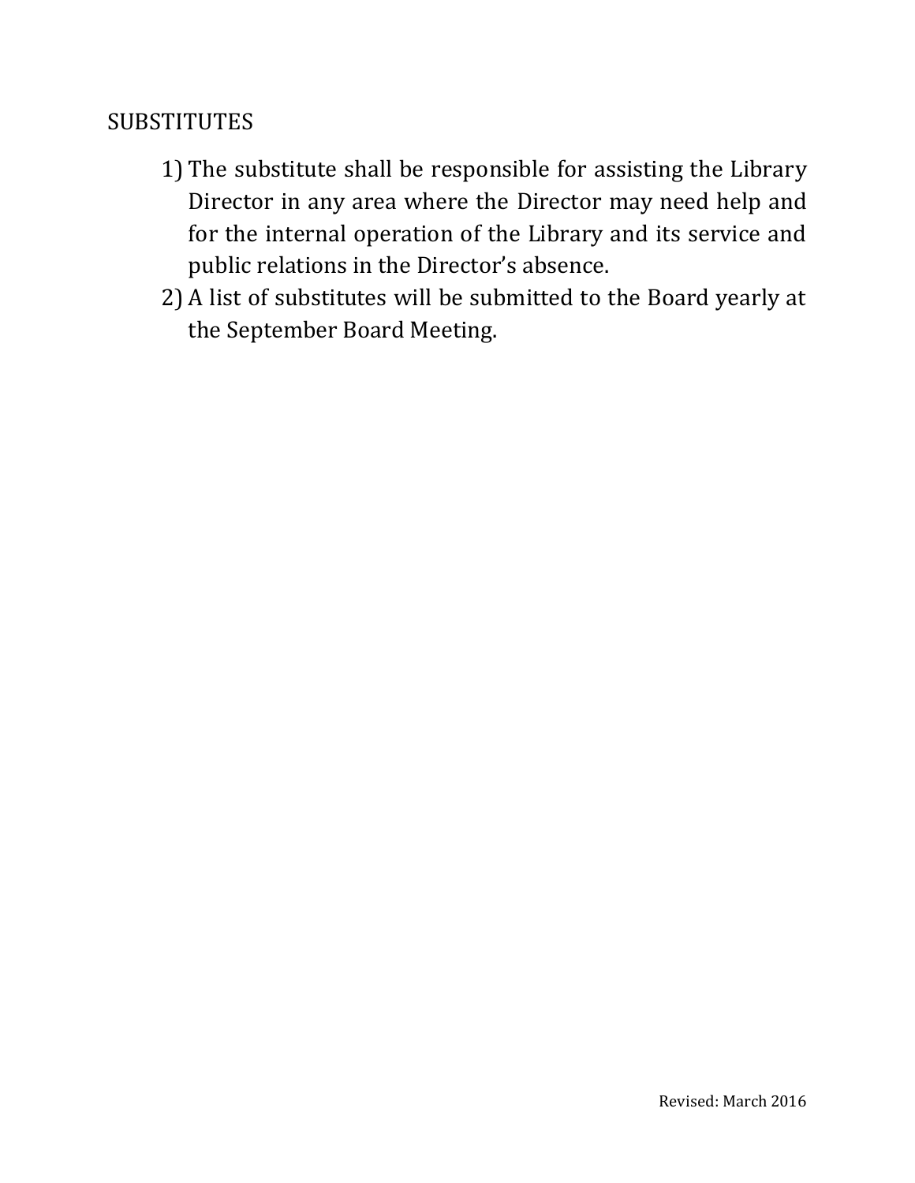SUBSTITUTES

1) The substitute shall be responsible for assisting the Library Director in any area where the Director may need help and for the internal operation of the Library and its service and public relations in the Director's absence.
2) A list of substitutes will be submitted to the Board yearly at the September Board Meeting.

Revised: March 2016